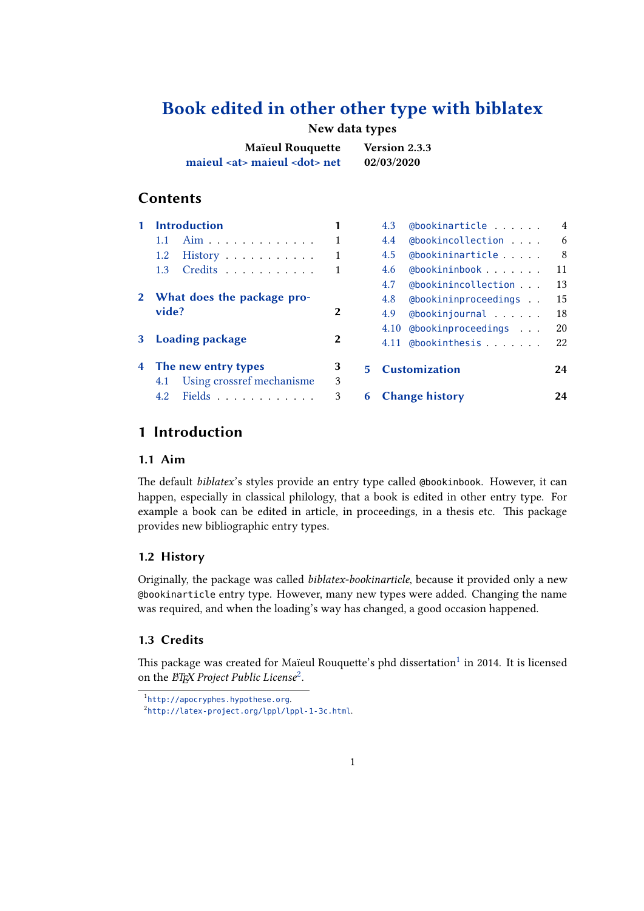# Book edited in other other type with biblatex

**New data types**

**Maïeul Rouquette**
**maieul <at> maieul <dot> net**

**Version 2.3.3**
**02/03/2020**

## Contents

- 1 Introduction — 1
  - 1.1 Aim — 1
  - 1.2 History — 1
  - 1.3 Credits — 1
- 2 What does the package provide? — 2
- 3 Loading package — 2
- 4 The new entry types — 3
  - 4.1 Using crossref mechanisme — 3
  - 4.2 Fields — 3
  - 4.3 `@bookinarticle` — 4
  - 4.4 `@bookincollection` — 6
  - 4.5 `@bookininarticle` — 8
  - 4.6 `@bookininbook` — 11
  - 4.7 `@bookinincollection` — 13
  - 4.8 `@bookininproceedings` — 15
  - 4.9 `@bookinjournal` — 18
  - 4.10 `@bookinproceedings` — 20
  - 4.11 `@bookinthesis` — 22
- 5 Customization — 24
- 6 Change history — 24

## 1 Introduction

### 1.1 Aim

The default *biblatex*'s styles provide an entry type called `@bookinbook`. However, it can happen, especially in classical philology, that a book is edited in other entry type. For example a book can be edited in article, in proceedings, in a thesis etc. This package provides new bibliographic entry types.

### 1.2 History

Originally, the package was called *biblatex-bookinarticle*, because it provided only a new `@bookinarticle` entry type. However, many new types were added. Changing the name was required, and when the loading's way has changed, a good occasion happened.

### 1.3 Credits

This package was created for Maïeul Rouquette's phd dissertation[1] in 2014. It is licensed on the *LaTeX Project Public License*[2].

[1] `http://apocryphes.hypothese.org`.

[2] `http://latex-project.org/lppl/lppl-1-3c.html`.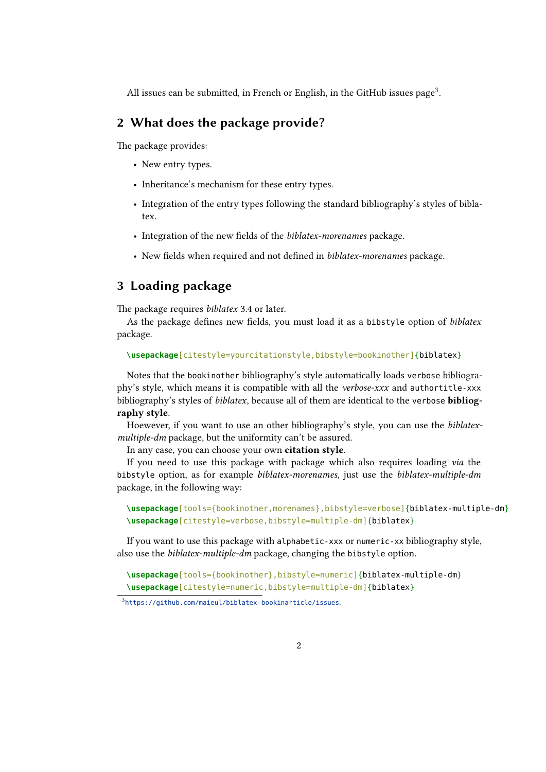All issues can be submitted, in French or English, in the GitHub issues page[3].

## 2 What does the package provide?

The package provides:

- New entry types.
- Inheritance's mechanism for these entry types.
- Integration of the entry types following the standard bibliography's styles of biblatex.
- Integration of the new fields of the *biblatex-morenames* package.
- New fields when required and not defined in *biblatex-morenames* package.

## 3 Loading package

The package requires *biblatex* 3.4 or later.

As the package defines new fields, you must load it as a `bibstyle` option of *biblatex* package.

```
\usepackage[citestyle=yourcitationstyle,bibstyle=bookinother]{biblatex}
```

Notes that the `bookinother` bibliography's style automatically loads `verbose` bibliography's style, which means it is compatible with all the *verbose-xxx* and `authortitle-xxx` bibliography's styles of *biblatex*, because all of them are identical to the `verbose` **bibliography style**.

Hoewever, if you want to use an other bibliography's style, you can use the *biblatex-multiple-dm* package, but the uniformity can't be assured.

In any case, you can choose your own **citation style**.

If you need to use this package with package which also requires loading *via* the `bibstyle` option, as for example *biblatex-morenames*, just use the *biblatex-multiple-dm* package, in the following way:

```
\usepackage[tools={bookinother,morenames},bibstyle=verbose]{biblatex-multiple-dm}
\usepackage[citestyle=verbose,bibstyle=multiple-dm]{biblatex}
```

If you want to use this package with `alphabetic-xxx` or `numeric-xx` bibliography style, also use the *biblatex-multiple-dm* package, changing the `bibstyle` option.

```
\usepackage[tools={bookinother},bibstyle=numeric]{biblatex-multiple-dm}
\usepackage[citestyle=numeric,bibstyle=multiple-dm]{biblatex}
```

[3] https://github.com/maieul/biblatex-bookinarticle/issues.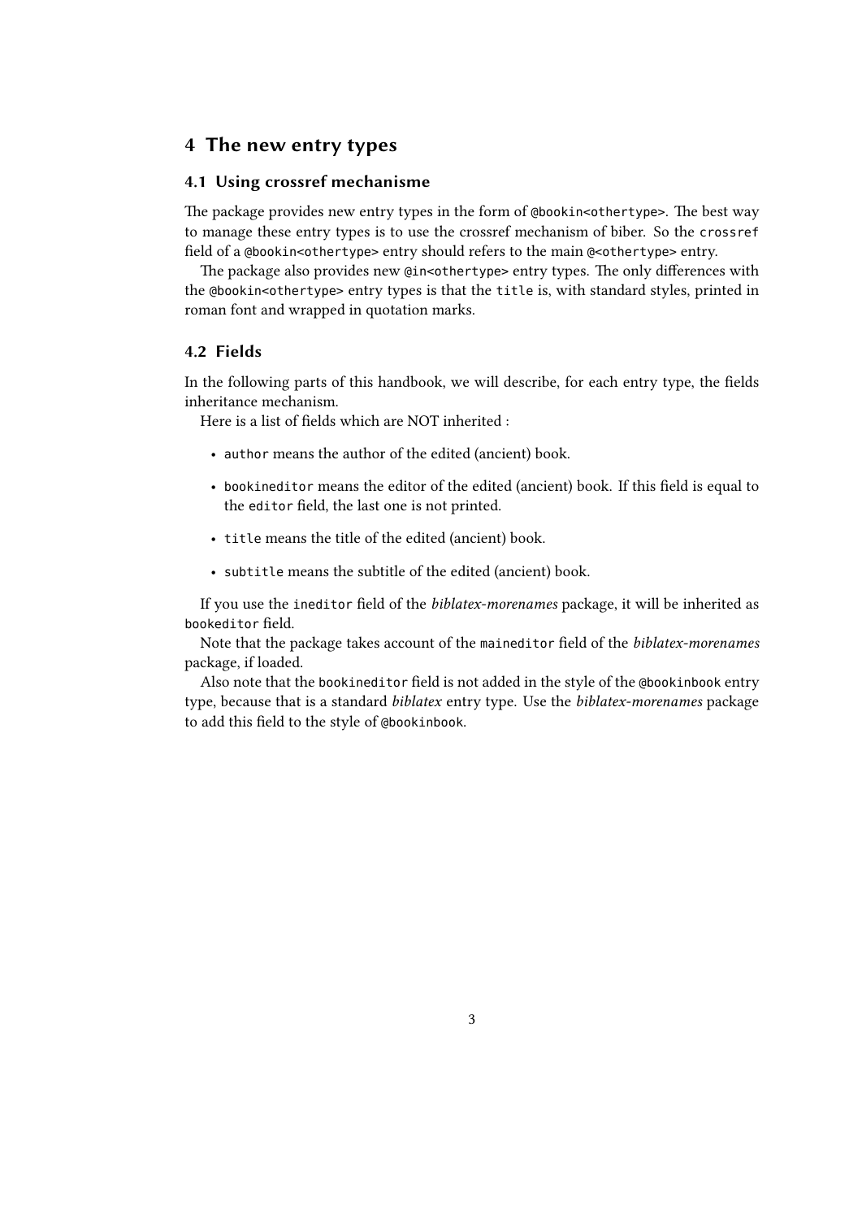# 4 The new entry types

## 4.1 Using crossref mechanisme

The package provides new entry types in the form of `@bookin<othertype>`. The best way to manage these entry types is to use the crossref mechanism of biber. So the `crossref` field of a `@bookin<othertype>` entry should refers to the main `@<othertype>` entry.

The package also provides new `@in<othertype>` entry types. The only differences with the `@bookin<othertype>` entry types is that the `title` is, with standard styles, printed in roman font and wrapped in quotation marks.

## 4.2 Fields

In the following parts of this handbook, we will describe, for each entry type, the fields inheritance mechanism.

Here is a list of fields which are NOT inherited :

- `author` means the author of the edited (ancient) book.
- `bookineditor` means the editor of the edited (ancient) book. If this field is equal to the `editor` field, the last one is not printed.
- `title` means the title of the edited (ancient) book.
- `subtitle` means the subtitle of the edited (ancient) book.

If you use the `ineditor` field of the *biblatex-morenames* package, it will be inherited as `bookeditor` field.

Note that the package takes account of the `maineditor` field of the *biblatex-morenames* package, if loaded.

Also note that the `bookineditor` field is not added in the style of the `@bookinbook` entry type, because that is a standard *biblatex* entry type. Use the *biblatex-morenames* package to add this field to the style of `@bookinbook`.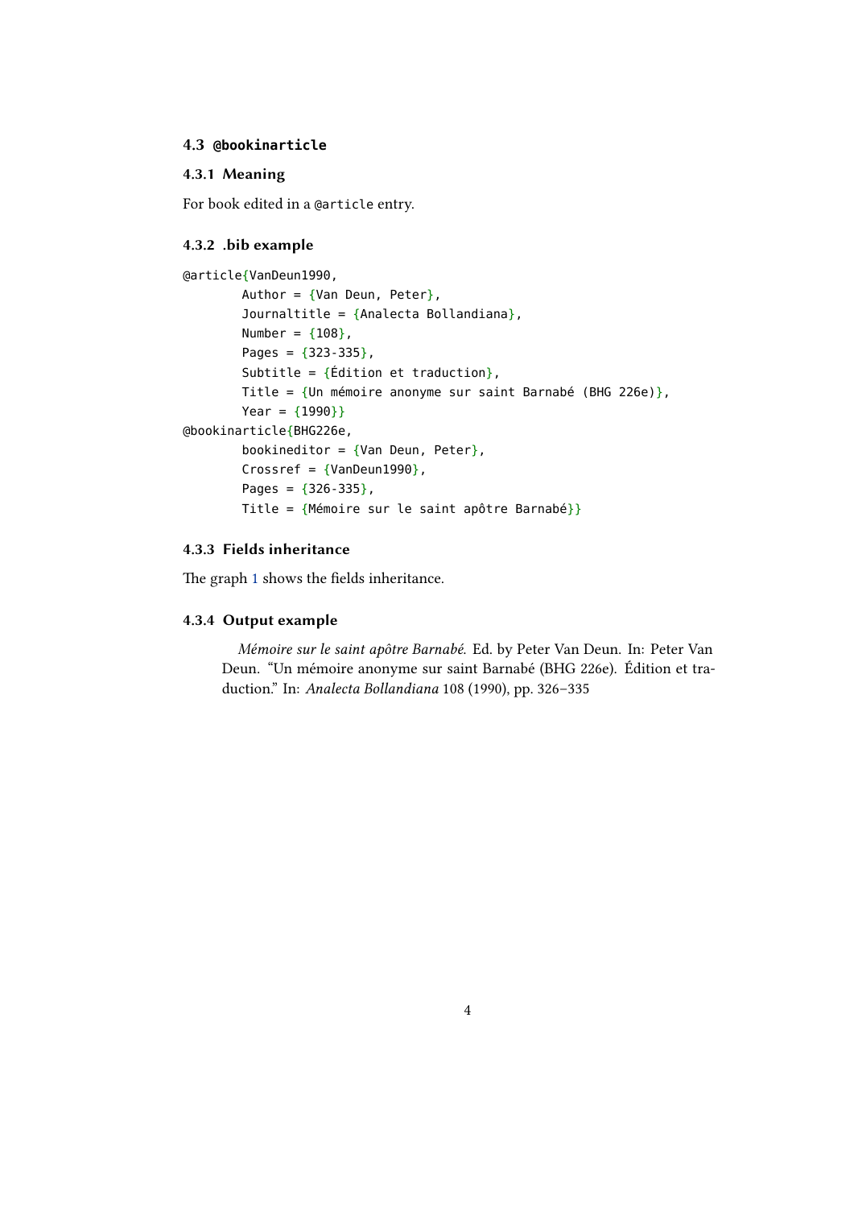## 4.3 `@bookinarticle`

### 4.3.1 Meaning

For book edited in a `@article` entry.

### 4.3.2 .bib example

```
@article{VanDeun1990,
        Author = {Van Deun, Peter},
        Journaltitle = {Analecta Bollandiana},
        Number = {108},
        Pages = {323-335},
        Subtitle = {Édition et traduction},
        Title = {Un mémoire anonyme sur saint Barnabé (BHG 226e)},
        Year = {1990}}
@bookinarticle{BHG226e,
        bookineditor = {Van Deun, Peter},
        Crossref = {VanDeun1990},
        Pages = {326-335},
        Title = {Mémoire sur le saint apôtre Barnabé}}
```

### 4.3.3 Fields inheritance

The graph 1 shows the fields inheritance.

### 4.3.4 Output example

*Mémoire sur le saint apôtre Barnabé.* Ed. by Peter Van Deun. In: Peter Van Deun. "Un mémoire anonyme sur saint Barnabé (BHG 226e). Édition et traduction." In: *Analecta Bollandiana* 108 (1990), pp. 326–335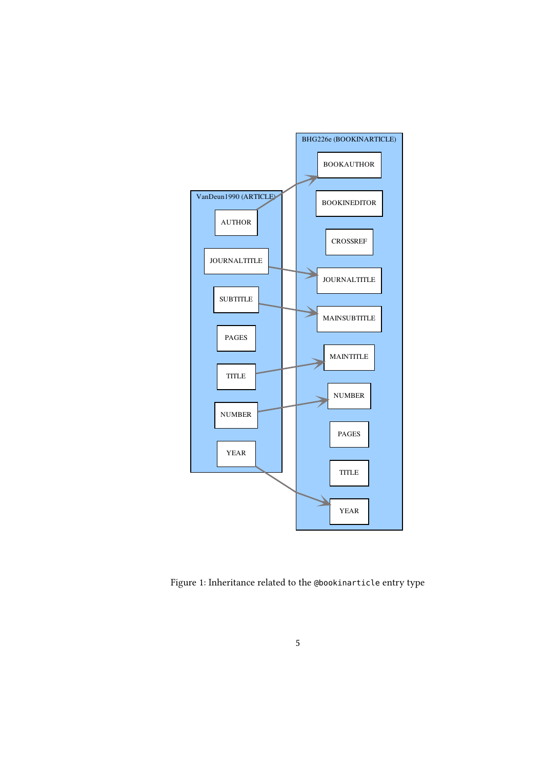Figure 1: Inheritance related to the `@bookinarticle` entry type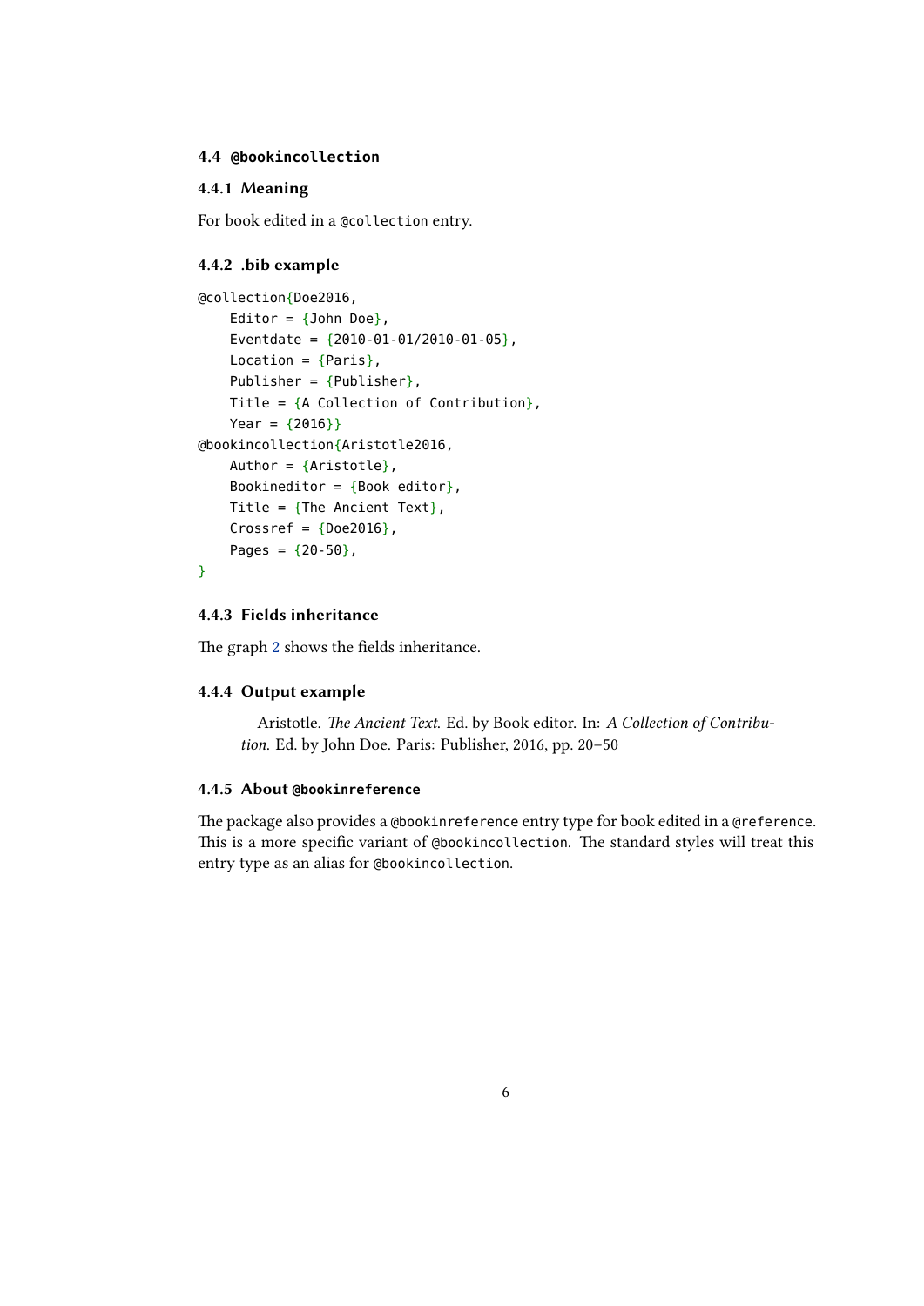## 4.4 `@bookincollection`

### 4.4.1 Meaning

For book edited in a `@collection` entry.

### 4.4.2 .bib example

```
@collection{Doe2016,
    Editor = {John Doe},
    Eventdate = {2010-01-01/2010-01-05},
    Location = {Paris},
    Publisher = {Publisher},
    Title = {A Collection of Contribution},
    Year = {2016}}
@bookincollection{Aristotle2016,
    Author = {Aristotle},
    Bookineditor = {Book editor},
    Title = {The Ancient Text},
    Crossref = {Doe2016},
    Pages = {20-50},
}
```

### 4.4.3 Fields inheritance

The graph 2 shows the fields inheritance.

### 4.4.4 Output example

Aristotle. *The Ancient Text*. Ed. by Book editor. In: *A Collection of Contribution*. Ed. by John Doe. Paris: Publisher, 2016, pp. 20–50

### 4.4.5 About `@bookinreference`

The package also provides a `@bookinreference` entry type for book edited in a `@reference`. This is a more specific variant of `@bookincollection`. The standard styles will treat this entry type as an alias for `@bookincollection`.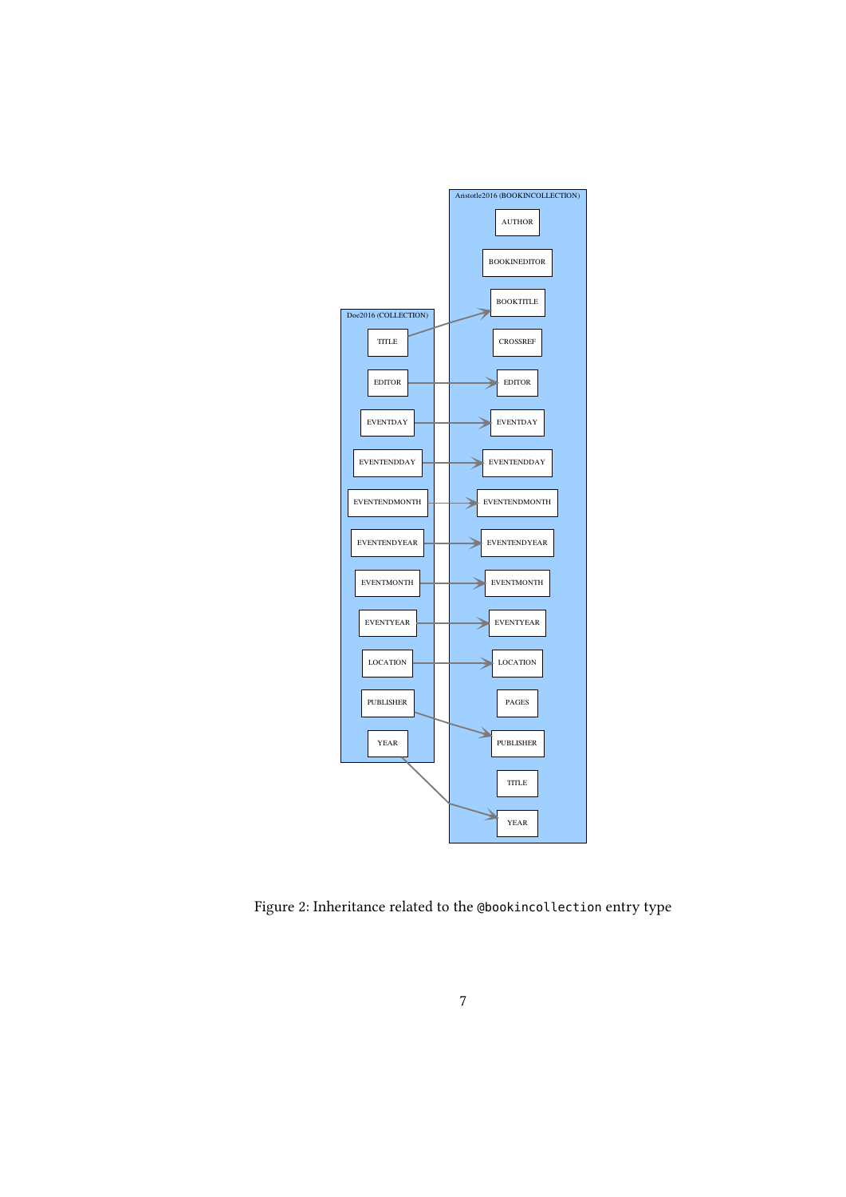Doe2016 (COLLECTION)

- TITLE
- EDITOR
- EVENTDAY
- EVENTENDDAY
- EVENTENDMONTH
- EVENTENDYEAR
- EVENTMONTH
- EVENTYEAR
- LOCATION
- PUBLISHER
- YEAR

Aristotle2016 (BOOKINCOLLECTION)

- AUTHOR
- BOOKINEDITOR
- BOOKTITLE
- CROSSREF
- EDITOR
- EVENTDAY
- EVENTENDDAY
- EVENTENDMONTH
- EVENTENDYEAR
- EVENTMONTH
- EVENTYEAR
- LOCATION
- PAGES
- PUBLISHER
- TITLE
- YEAR

Figure 2: Inheritance related to the `@bookincollection` entry type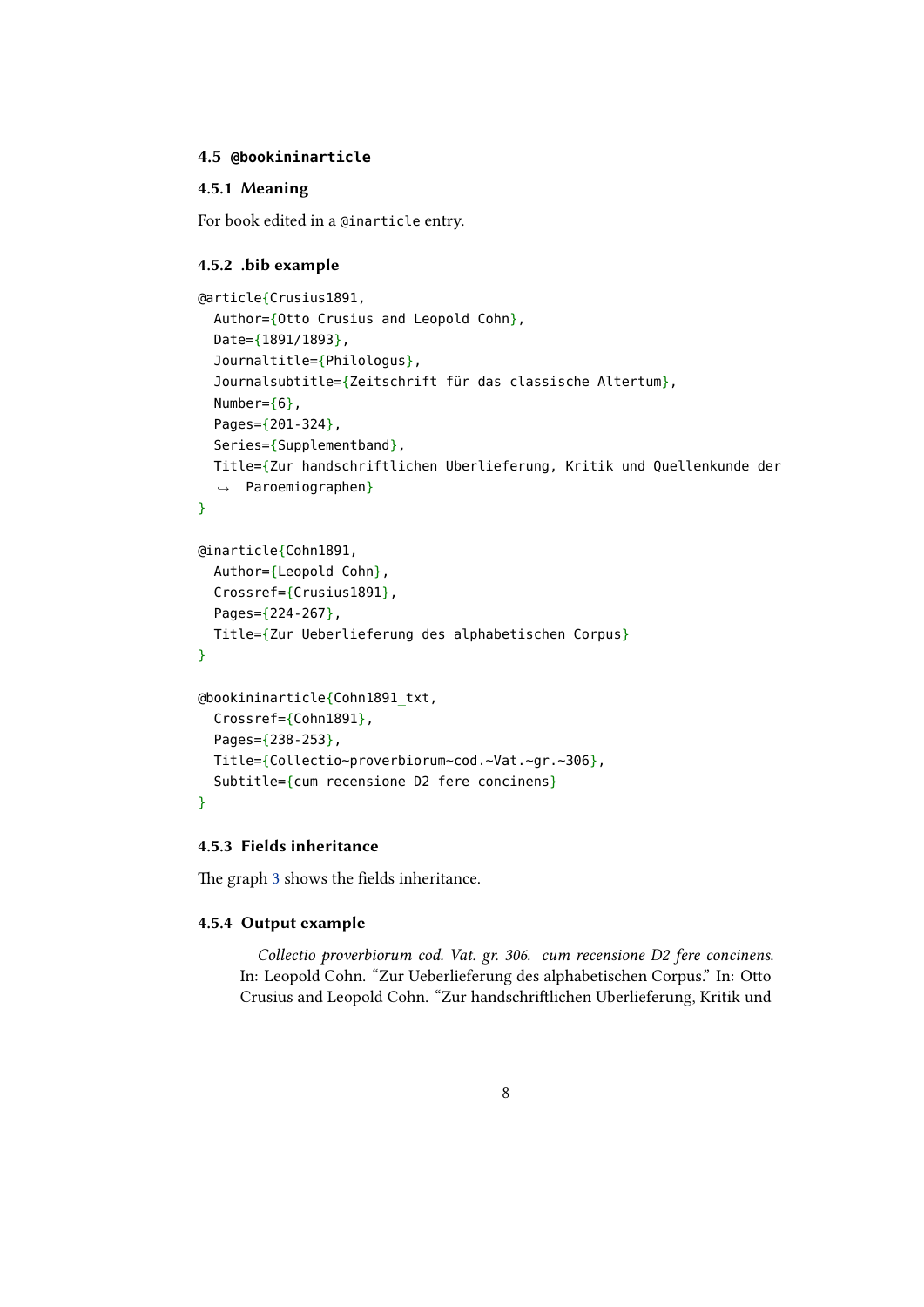## 4.5 `@bookininarticle`

### 4.5.1 Meaning

For book edited in a `@inarticle` entry.

### 4.5.2 .bib example

```
@article{Crusius1891,
  Author={Otto Crusius and Leopold Cohn},
  Date={1891/1893},
  Journaltitle={Philologus},
  Journalsubtitle={Zeitschrift für das classische Altertum},
  Number={6},
  Pages={201-324},
  Series={Supplementband},
  Title={Zur handschriftlichen Uberlieferung, Kritik und Quellenkunde der
  ↪  Paroemiographen}
}

@inarticle{Cohn1891,
  Author={Leopold Cohn},
  Crossref={Crusius1891},
  Pages={224-267},
  Title={Zur Ueberlieferung des alphabetischen Corpus}
}

@bookininarticle{Cohn1891_txt,
  Crossref={Cohn1891},
  Pages={238-253},
  Title={Collectio~proverbiorum~cod.~Vat.~gr.~306},
  Subtitle={cum recensione D2 fere concinens}
}
```

### 4.5.3 Fields inheritance

The graph 3 shows the fields inheritance.

### 4.5.4 Output example

*Collectio proverbiorum cod. Vat. gr. 306. cum recensione D2 fere concinens.* In: Leopold Cohn. "Zur Ueberlieferung des alphabetischen Corpus." In: Otto Crusius and Leopold Cohn. "Zur handschriftlichen Uberlieferung, Kritik und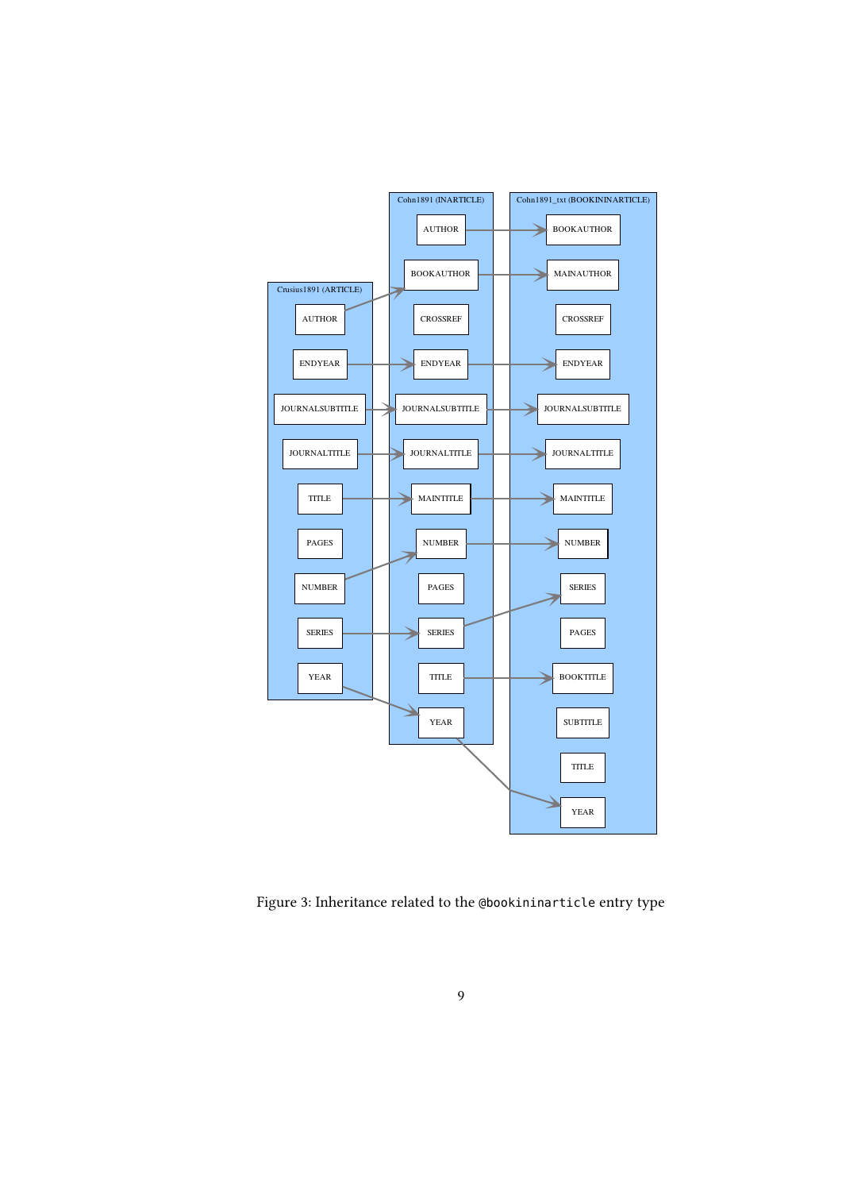Figure 3: Inheritance related to the `@bookinarticle` entry type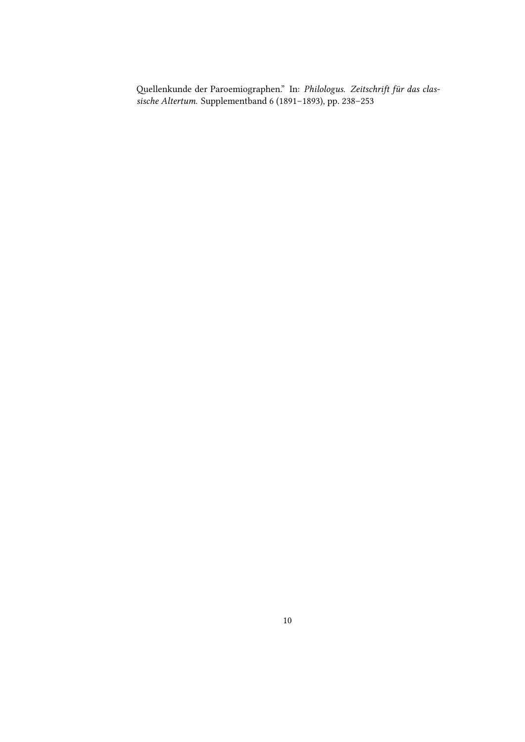Quellenkunde der Paroemiographen." In: *Philologus. Zeitschrift für das classische Altertum.* Supplementband 6 (1891–1893), pp. 238–253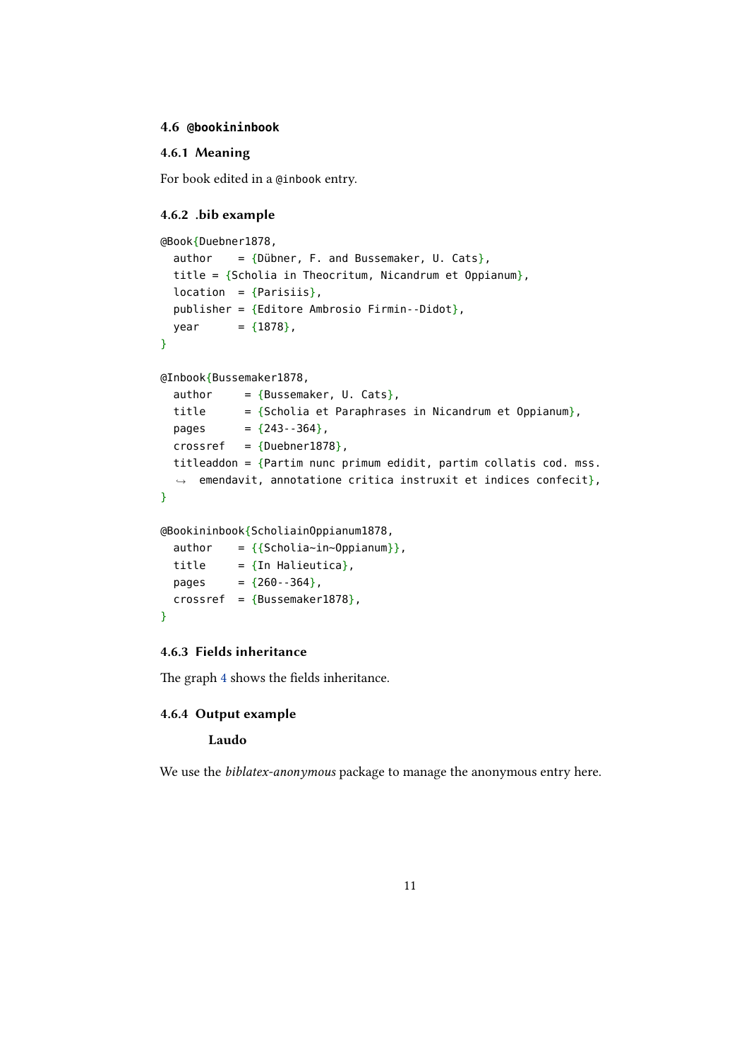## 4.6 `@bookininbook`

### 4.6.1 Meaning

For book edited in a `@inbook` entry.

### 4.6.2 .bib example

```
@Book{Duebner1878,
  author    = {Dübner, F. and Bussemaker, U. Cats},
  title = {Scholia in Theocritum, Nicandrum et Oppianum},
  location  = {Parisiis},
  publisher = {Editore Ambrosio Firmin--Didot},
  year      = {1878},
}

@Inbook{Bussemaker1878,
  author     = {Bussemaker, U. Cats},
  title      = {Scholia et Paraphrases in Nicandrum et Oppianum},
  pages      = {243--364},
  crossref   = {Duebner1878},
  titleaddon = {Partim nunc primum edidit, partim collatis cod. mss.
   ↪  emendavit, annotatione critica instruxit et indices confecit},
}

@Bookininbook{ScholiainOppianum1878,
  author    = {{Scholia~in~Oppianum}},
  title     = {In Halieutica},
  pages     = {260--364},
  crossref  = {Bussemaker1878},
}
```

### 4.6.3 Fields inheritance

The graph 4 shows the fields inheritance.

### 4.6.4 Output example

**Laudo**

We use the *biblatex-anonymous* package to manage the anonymous entry here.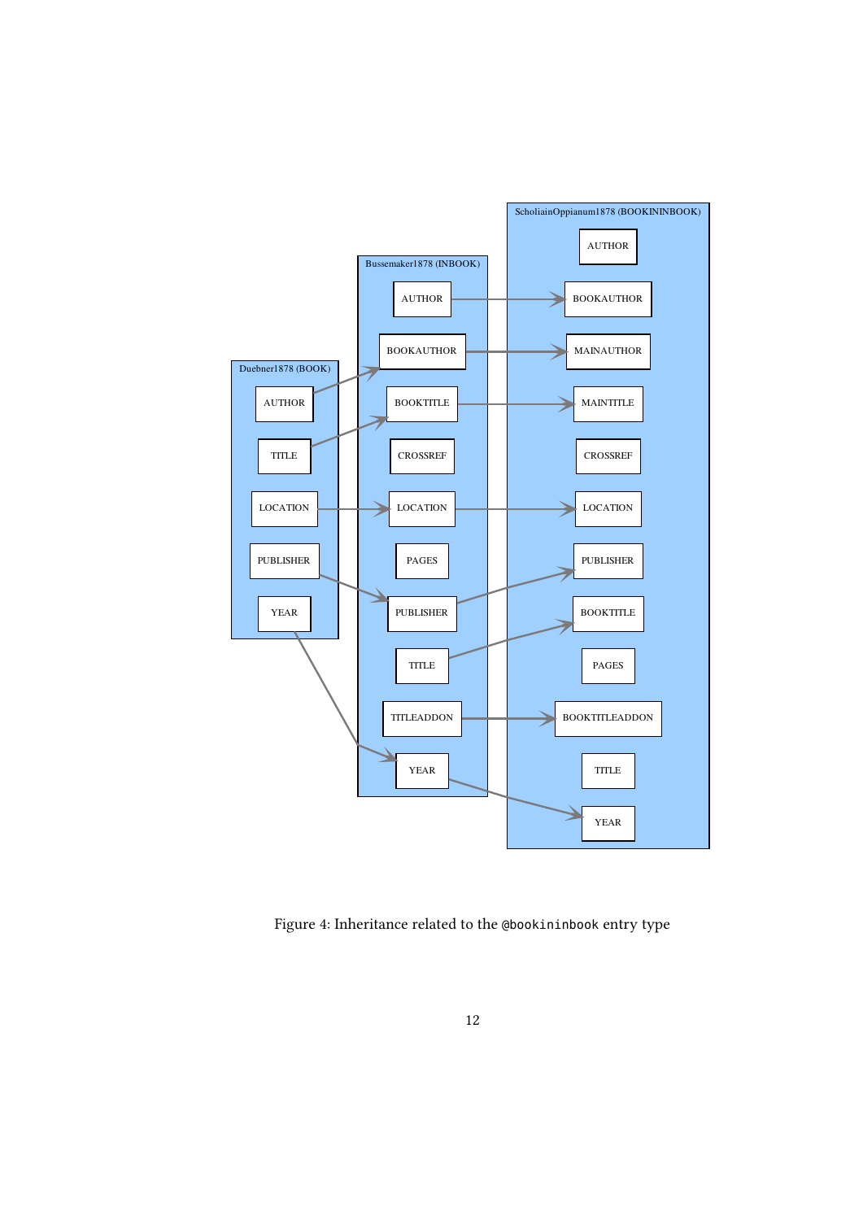Figure 4: Inheritance related to the `@bookinbook` entry type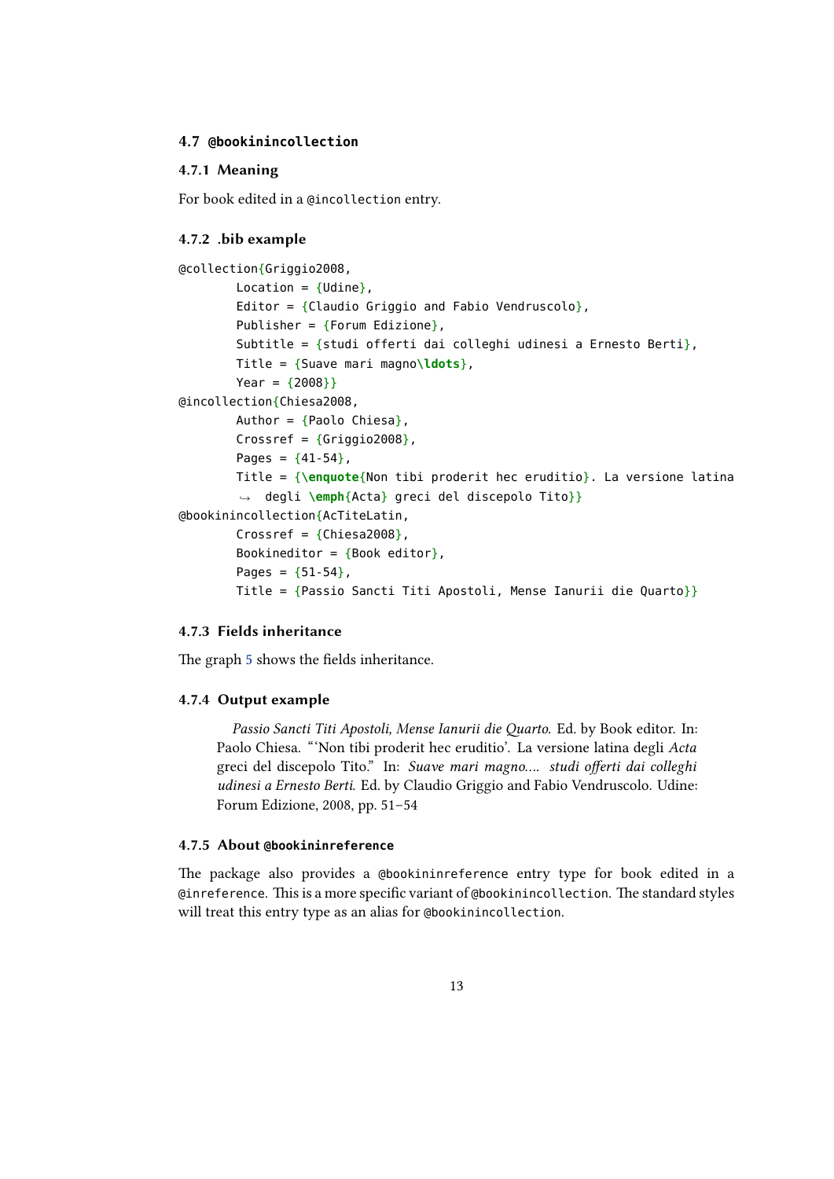### 4.7 `@bookinincollection`

#### 4.7.1 Meaning

For book edited in a `@incollection` entry.

#### 4.7.2 .bib example

```
@collection{Griggio2008,
        Location = {Udine},
        Editor = {Claudio Griggio and Fabio Vendruscolo},
        Publisher = {Forum Edizione},
        Subtitle = {studi offerti dai colleghi udinesi a Ernesto Berti},
        Title = {Suave mari magno\ldots},
        Year = {2008}}
@incollection{Chiesa2008,
        Author = {Paolo Chiesa},
        Crossref = {Griggio2008},
        Pages = {41-54},
        Title = {\enquote{Non tibi proderit hec eruditio}. La versione latina
         ↪  degli \emph{Acta} greci del discepolo Tito}}
@bookinincollection{AcTiteLatin,
        Crossref = {Chiesa2008},
        Bookineditor = {Book editor},
        Pages = {51-54},
        Title = {Passio Sancti Titi Apostoli, Mense Ianurii die Quarto}}
```

#### 4.7.3 Fields inheritance

The graph 5 shows the fields inheritance.

#### 4.7.4 Output example

> *Passio Sancti Titi Apostoli, Mense Ianurii die Quarto.* Ed. by Book editor. In: Paolo Chiesa. "'Non tibi proderit hec eruditio'. La versione latina degli *Acta* greci del discepolo Tito." In: *Suave mari magno.... studi offerti dai colleghi udinesi a Ernesto Berti.* Ed. by Claudio Griggio and Fabio Vendruscolo. Udine: Forum Edizione, 2008, pp. 51–54

#### 4.7.5 About `@bookininreference`

The package also provides a `@bookininreference` entry type for book edited in a `@inreference`. This is a more specific variant of `@bookinincollection`. The standard styles will treat this entry type as an alias for `@bookinincollection`.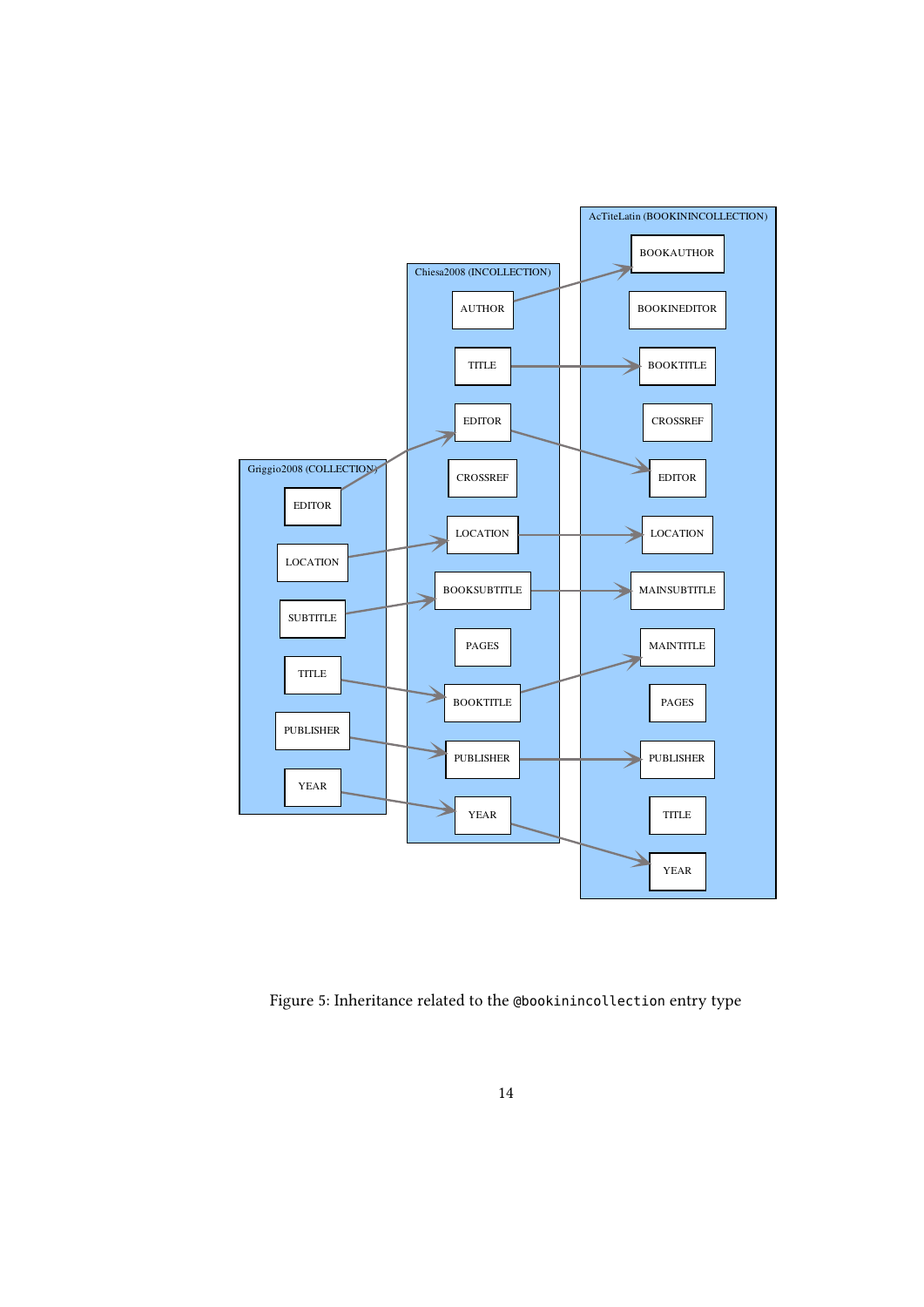Figure 5: Inheritance related to the `@bookinincollection` entry type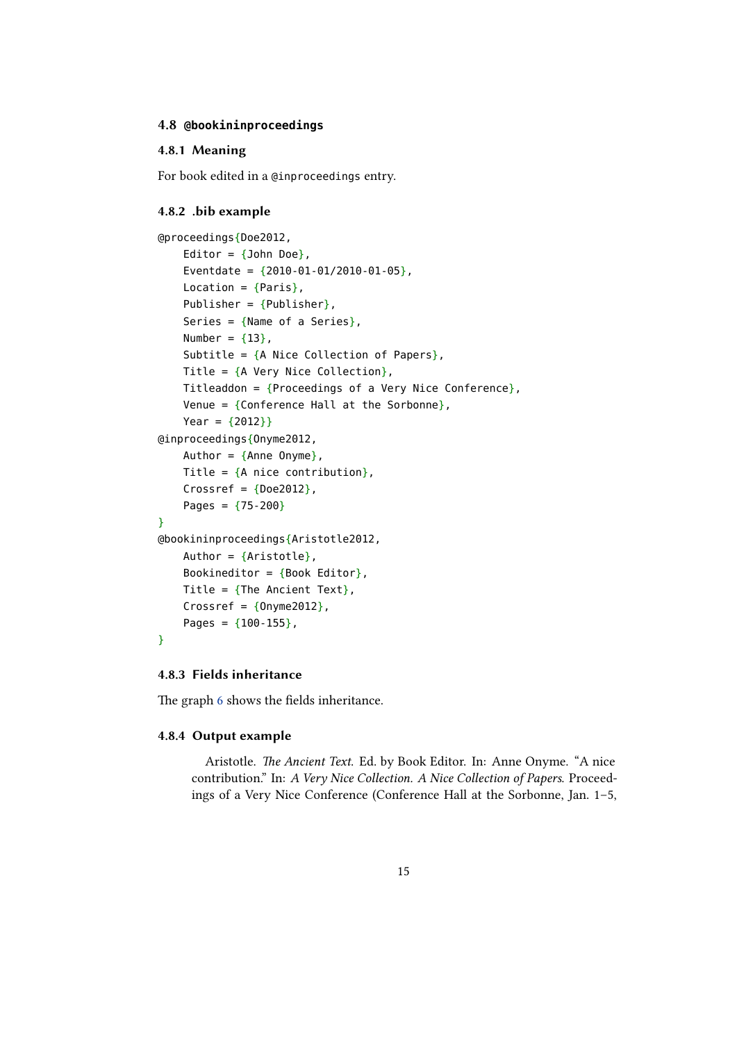### 4.8 `@bookininproceedings`

#### 4.8.1 Meaning

For book edited in a `@inproceedings` entry.

#### 4.8.2 .bib example

```
@proceedings{Doe2012,
    Editor = {John Doe},
    Eventdate = {2010-01-01/2010-01-05},
    Location = {Paris},
    Publisher = {Publisher},
    Series = {Name of a Series},
    Number = {13},
    Subtitle = {A Nice Collection of Papers},
    Title = {A Very Nice Collection},
    Titleaddon = {Proceedings of a Very Nice Conference},
    Venue = {Conference Hall at the Sorbonne},
    Year = {2012}}
@inproceedings{Onyme2012,
    Author = {Anne Onyme},
    Title = {A nice contribution},
    Crossref = {Doe2012},
    Pages = {75-200}
}
@bookininproceedings{Aristotle2012,
    Author = {Aristotle},
    Bookineditor = {Book Editor},
    Title = {The Ancient Text},
    Crossref = {Onyme2012},
    Pages = {100-155},
}
```

#### 4.8.3 Fields inheritance

The graph 6 shows the fields inheritance.

#### 4.8.4 Output example

Aristotle. *The Ancient Text*. Ed. by Book Editor. In: Anne Onyme. “A nice contribution.” In: *A Very Nice Collection. A Nice Collection of Papers*. Proceedings of a Very Nice Conference (Conference Hall at the Sorbonne, Jan. 1–5,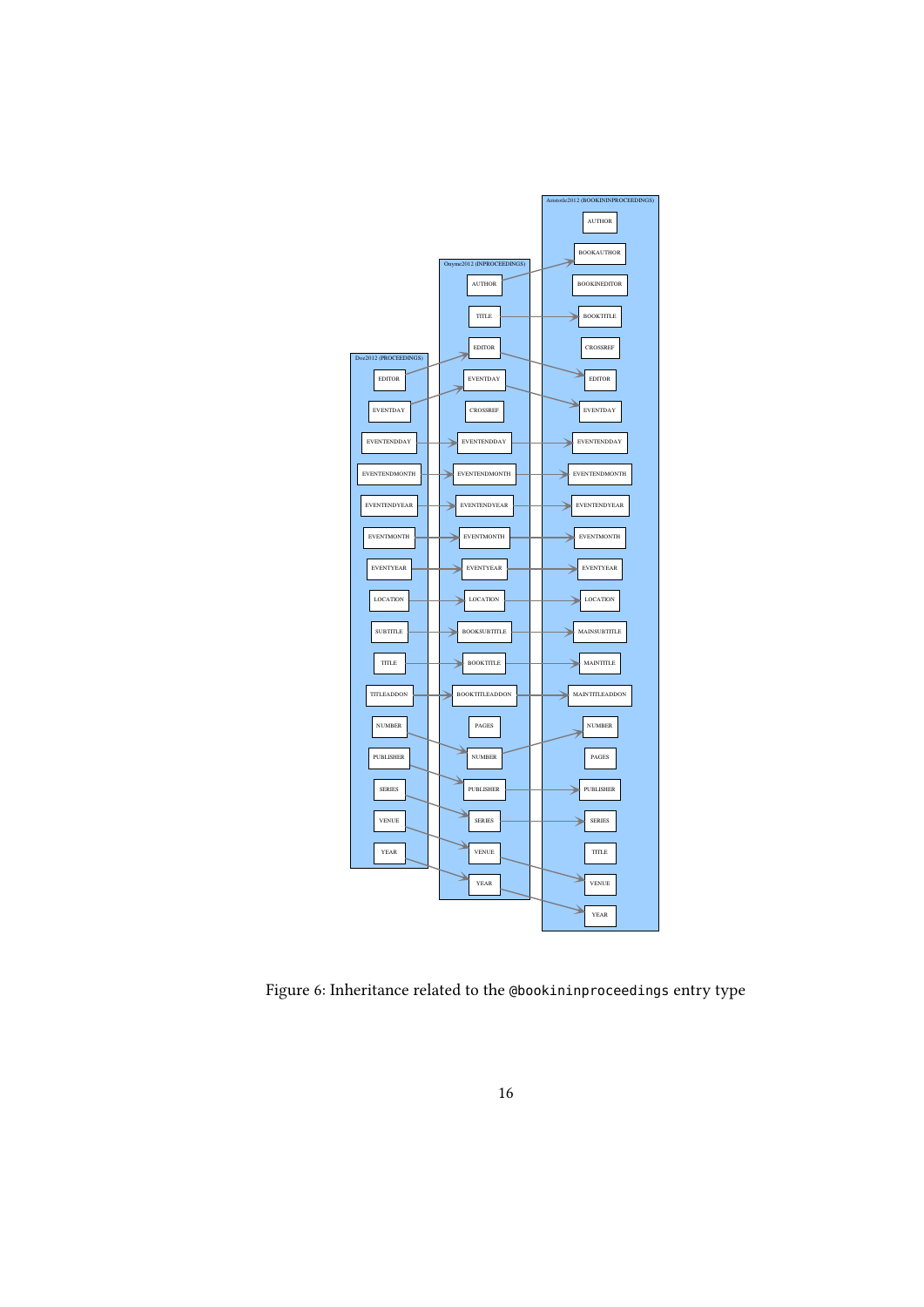Doe2012 (PROCEEDINGS)

EDITOR
EVENTDAY
EVENTENDDAY
EVENTENDMONTH
EVENTENDYEAR
EVENTMONTH
EVENTYEAR
LOCATION
SUBTITLE
TITLE
TITLEADDON
NUMBER
PUBLISHER
SERIES
VENUE
YEAR

Onyme2012 (INPROCEEDINGS)

AUTHOR
TITLE
EDITOR
EVENTDAY
CROSSREF
EVENTENDDAY
EVENTENDMONTH
EVENTENDYEAR
EVENTMONTH
EVENTYEAR
LOCATION
BOOKSUBTITLE
BOOKTITLE
BOOKTITLEADDON
PAGES
NUMBER
PUBLISHER
SERIES
VENUE
YEAR

Aristotle2012 (BOOKINPROCEEDINGS)

AUTHOR
BOOKAUTHOR
BOOKINEDITOR
BOOKTITLE
CROSSREF
EDITOR
EVENTDAY
EVENTENDDAY
EVENTENDMONTH
EVENTENDYEAR
EVENTMONTH
EVENTYEAR
LOCATION
MAINSUBTITLE
MAINTITLE
MAINTITLEADDON
NUMBER
PAGES
PUBLISHER
SERIES
TITLE
VENUE
YEAR

Figure 6: Inheritance related to the `@bookinproceedings` entry type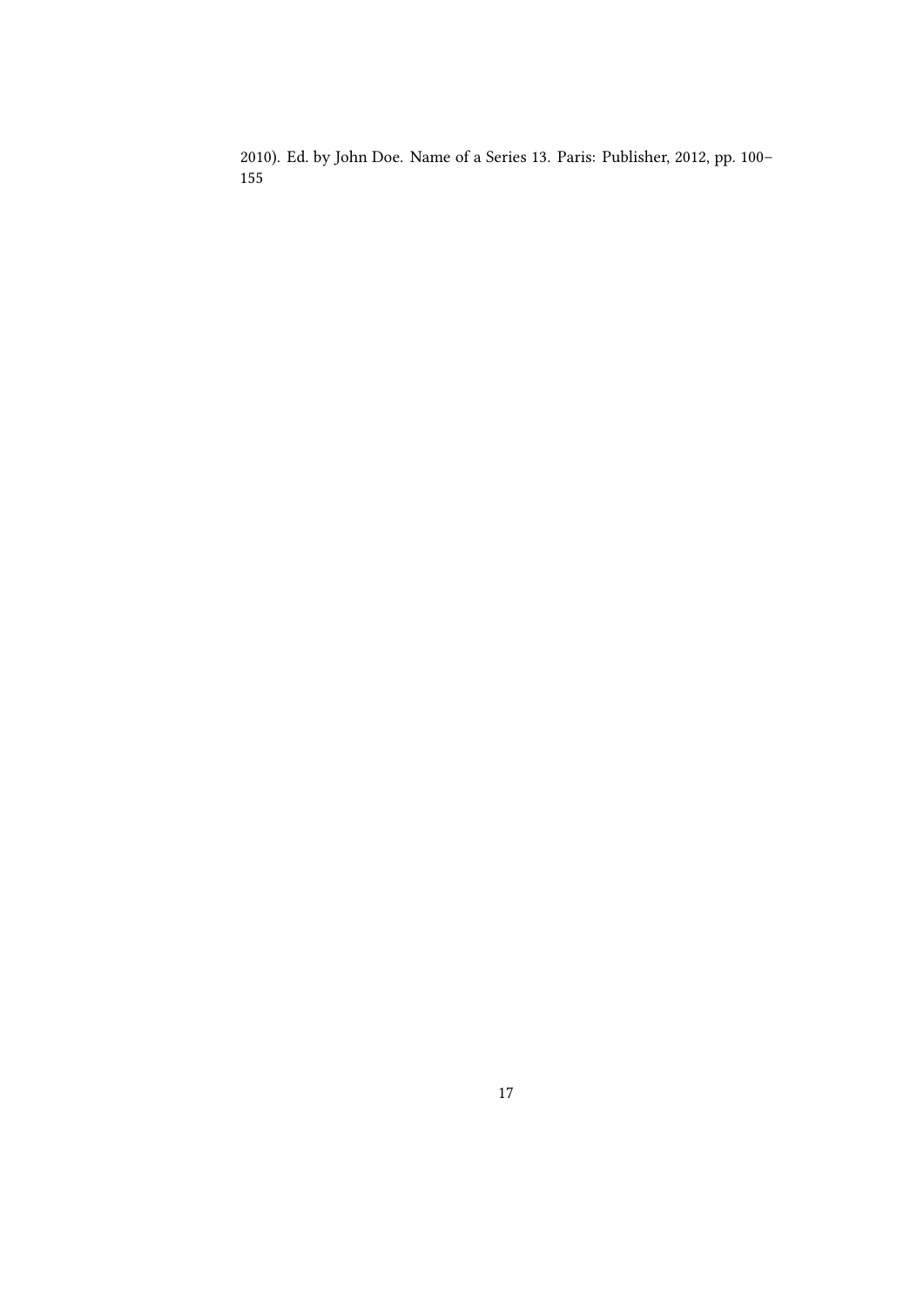2010). Ed. by John Doe. Name of a Series 13. Paris: Publisher, 2012, pp. 100–155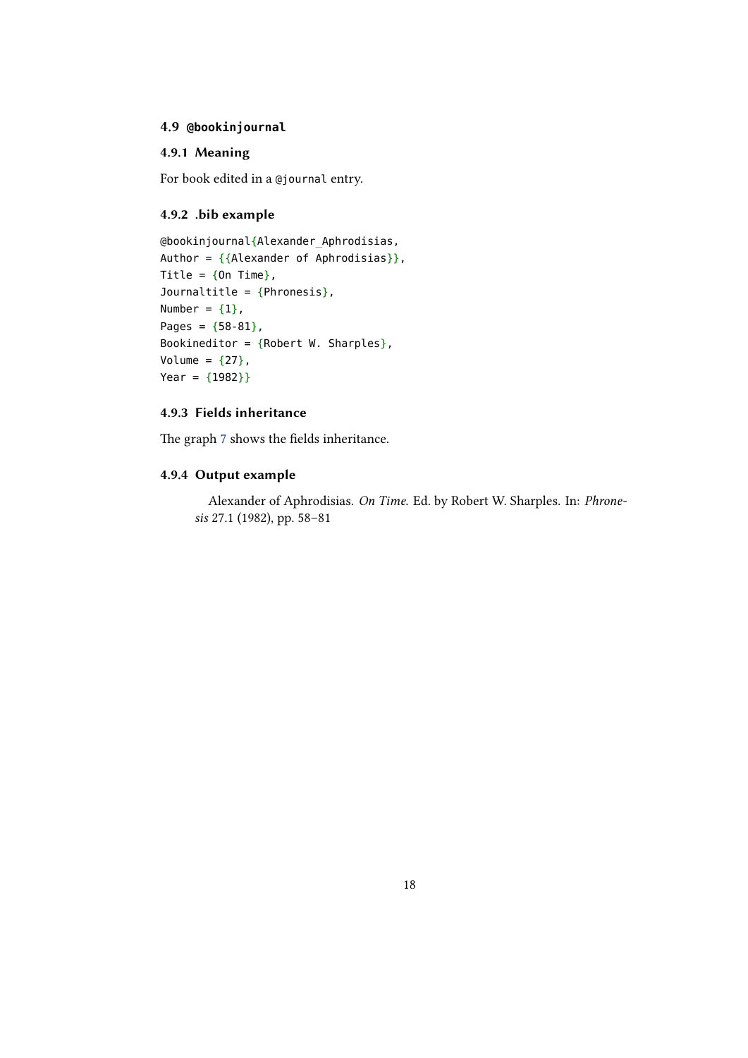## 4.9 `@bookinjournal`

### 4.9.1 Meaning

For book edited in a `@journal` entry.

### 4.9.2 .bib example

```
@bookinjournal{Alexander_Aphrodisias,
Author = {{Alexander of Aphrodisias}},
Title = {On Time},
Journaltitle = {Phronesis},
Number = {1},
Pages = {58-81},
Bookineditor = {Robert W. Sharples},
Volume = {27},
Year = {1982}}
```

### 4.9.3 Fields inheritance

The graph 7 shows the fields inheritance.

### 4.9.4 Output example

Alexander of Aphrodisias. *On Time*. Ed. by Robert W. Sharples. In: *Phronesis* 27.1 (1982), pp. 58–81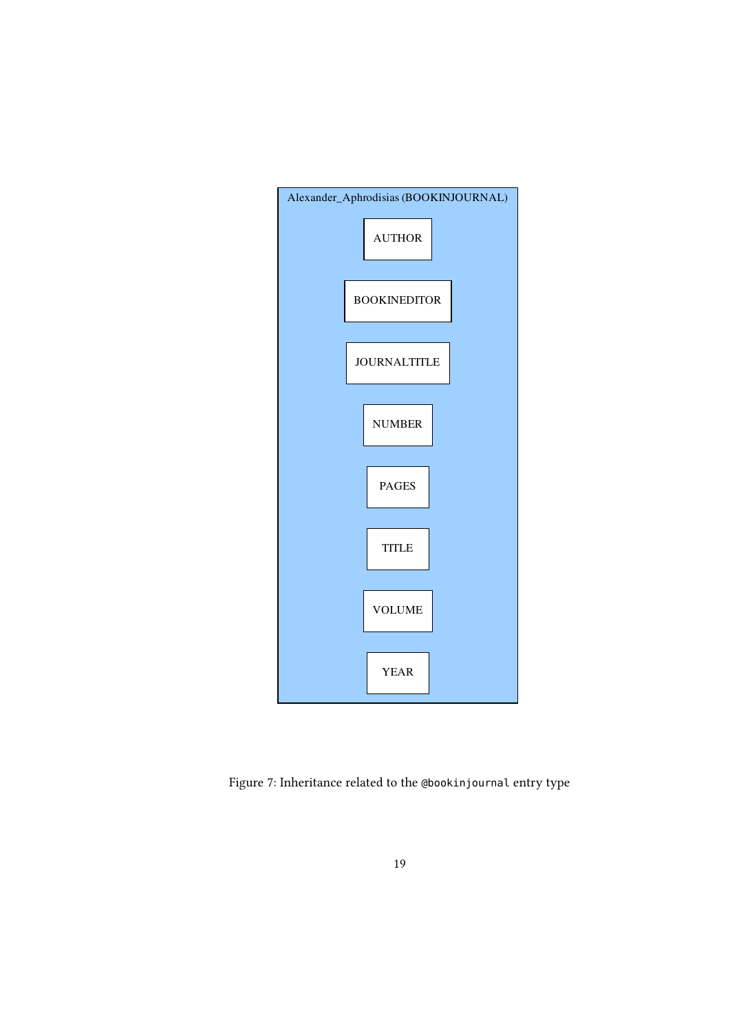Alexander_Aphrodisias (BOOKINJOURNAL)

AUTHOR

BOOKINEDITOR

JOURNALTITLE

NUMBER

PAGES

TITLE

VOLUME

YEAR

Figure 7: Inheritance related to the `@bookinjournal` entry type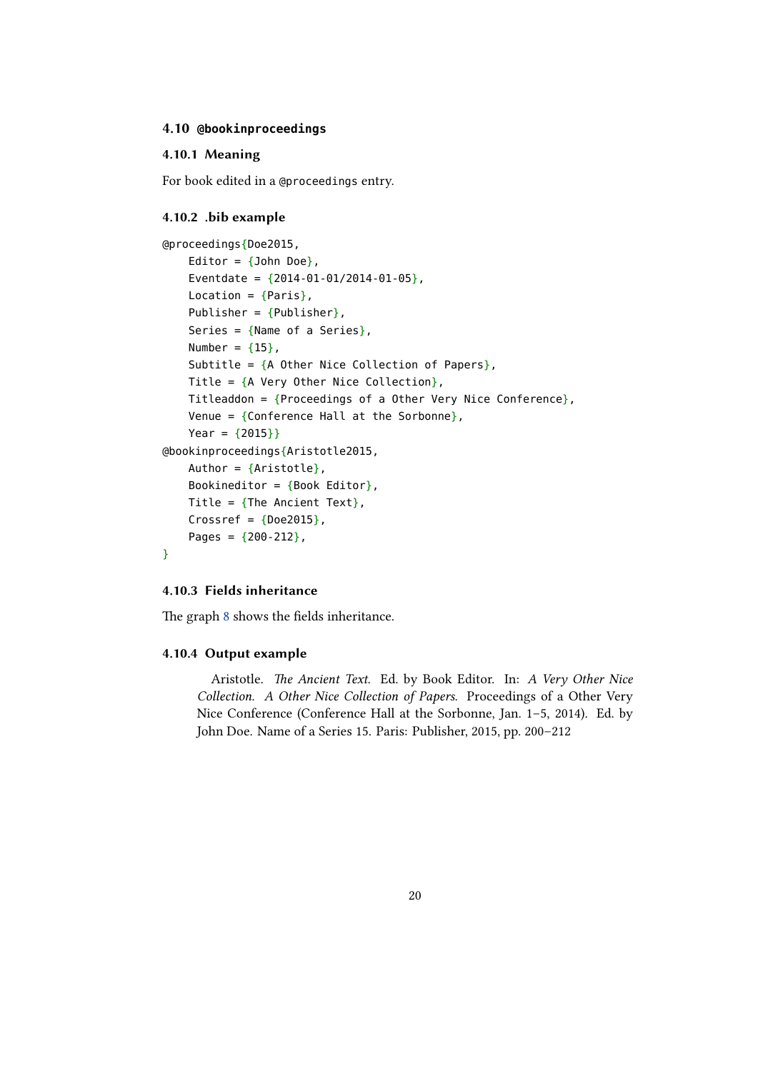### 4.10 `@bookinproceedings`

#### 4.10.1 Meaning

For book edited in a `@proceedings` entry.

#### 4.10.2 .bib example

```
@proceedings{Doe2015,
    Editor = {John Doe},
    Eventdate = {2014-01-01/2014-01-05},
    Location = {Paris},
    Publisher = {Publisher},
    Series = {Name of a Series},
    Number = {15},
    Subtitle = {A Other Nice Collection of Papers},
    Title = {A Very Other Nice Collection},
    Titleaddon = {Proceedings of a Other Very Nice Conference},
    Venue = {Conference Hall at the Sorbonne},
    Year = {2015}}
@bookinproceedings{Aristotle2015,
    Author = {Aristotle},
    Bookineditor = {Book Editor},
    Title = {The Ancient Text},
    Crossref = {Doe2015},
    Pages = {200-212},
}
```

#### 4.10.3 Fields inheritance

The graph 8 shows the fields inheritance.

#### 4.10.4 Output example

Aristotle. *The Ancient Text*. Ed. by Book Editor. In: *A Very Other Nice Collection. A Other Nice Collection of Papers*. Proceedings of a Other Very Nice Conference (Conference Hall at the Sorbonne, Jan. 1–5, 2014). Ed. by John Doe. Name of a Series 15. Paris: Publisher, 2015, pp. 200–212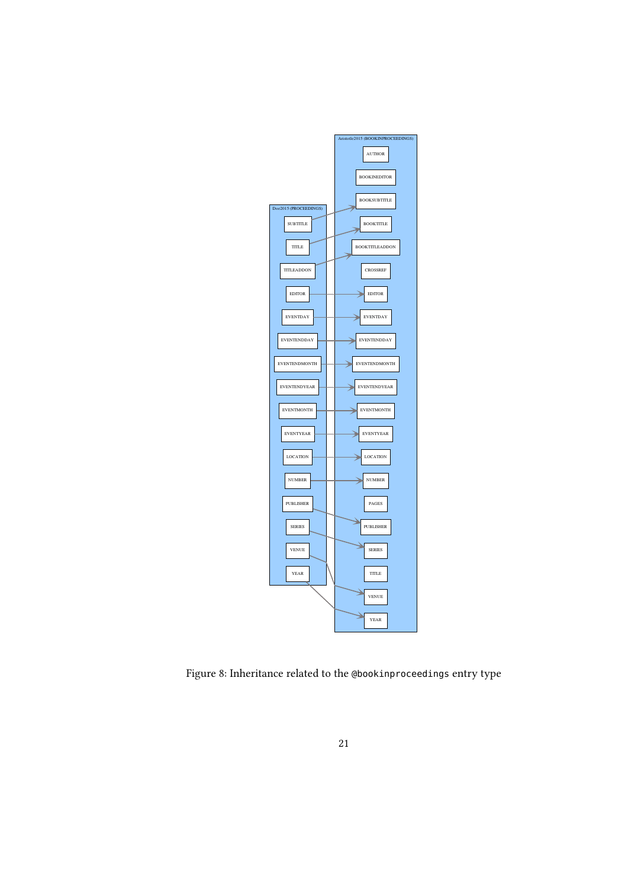Figure 8: Inheritance related to the @bookinproceedings entry type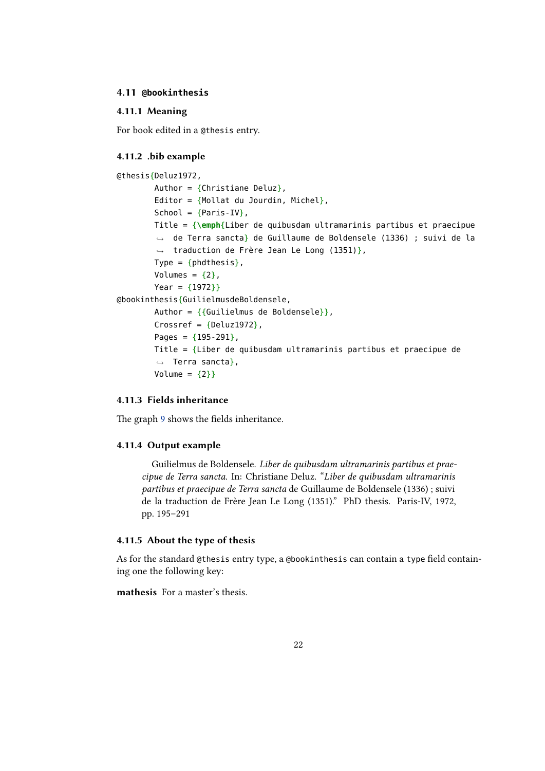### 4.11 `@bookinthesis`

#### 4.11.1 Meaning

For book edited in a `@thesis` entry.

#### 4.11.2 .bib example

```
@thesis{Deluz1972,
        Author = {Christiane Deluz},
        Editor = {Mollat du Jourdin, Michel},
        School = {Paris-IV},
        Title = {\emph{Liber de quibusdam ultramarinis partibus et praecipue
        ↪  de Terra sancta} de Guillaume de Boldensele (1336) ; suivi de la
        ↪  traduction de Frère Jean Le Long (1351)},
        Type = {phdthesis},
        Volumes = {2},
        Year = {1972}}
@bookinthesis{GuilielmusdeBoldensele,
        Author = {{Guilielmus de Boldensele}},
        Crossref = {Deluz1972},
        Pages = {195-291},
        Title = {Liber de quibusdam ultramarinis partibus et praecipue de
        ↪  Terra sancta},
        Volume = {2}}
```

#### 4.11.3 Fields inheritance

The graph 9 shows the fields inheritance.

#### 4.11.4 Output example

> Guilielmus de Boldensele. *Liber de quibusdam ultramarinis partibus et praecipue de Terra sancta.* In: Christiane Deluz. "*Liber de quibusdam ultramarinis partibus et praecipue de Terra sancta* de Guillaume de Boldensele (1336) ; suivi de la traduction de Frère Jean Le Long (1351)." PhD thesis. Paris-IV, 1972, pp. 195–291

#### 4.11.5 About the type of thesis

As for the standard `@thesis` entry type, a `@bookinthesis` can contain a `type` field containing one the following key:

**mathesis** For a master's thesis.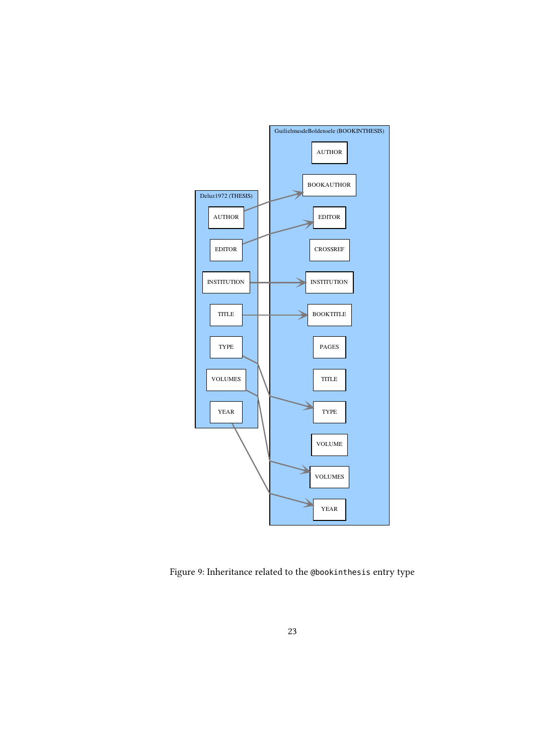Figure 9: Inheritance related to the `@bookinthesis` entry type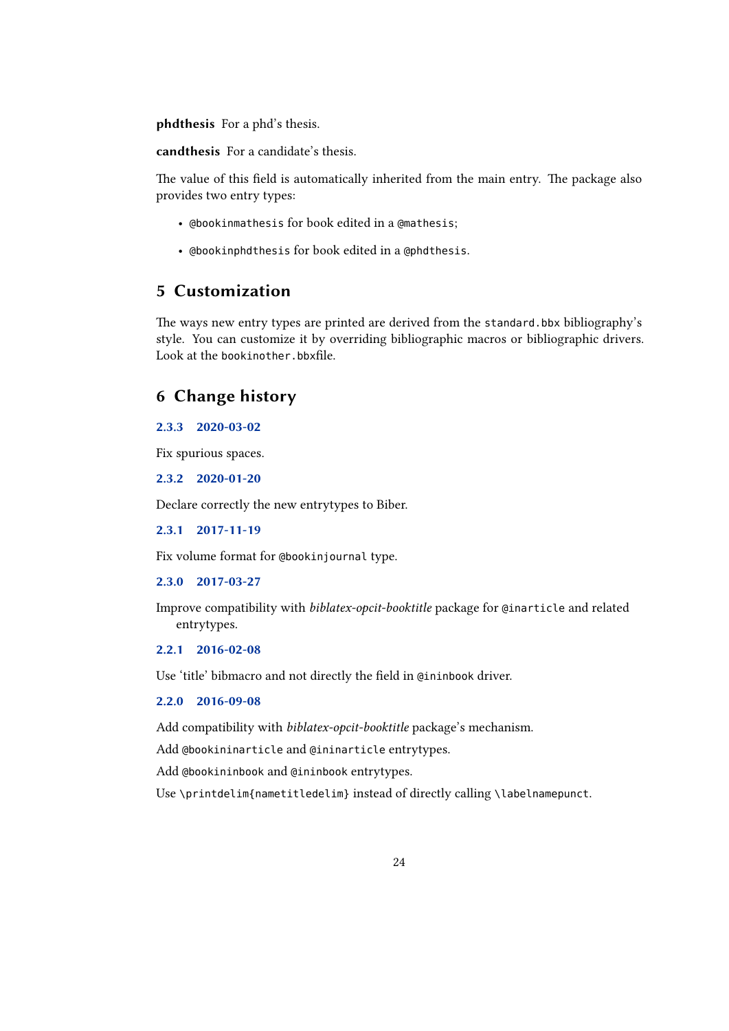**phdthesis** For a phd's thesis.

**candthesis** For a candidate's thesis.

The value of this field is automatically inherited from the main entry. The package also provides two entry types:

- `@bookinmathesis` for book edited in a `@mathesis`;
- `@bookinphdthesis` for book edited in a `@phdthesis`.

## 5 Customization

The ways new entry types are printed are derived from the `standard.bbx` bibliography's style. You can customize it by overriding bibliographic macros or bibliographic drivers. Look at the `bookinother.bbx`file.

## 6 Change history

### 2.3.3 2020-03-02

Fix spurious spaces.

### 2.3.2 2020-01-20

Declare correctly the new entrytypes to Biber.

### 2.3.1 2017-11-19

Fix volume format for `@bookinjournal` type.

### 2.3.0 2017-03-27

Improve compatibility with *biblatex-opcit-booktitle* package for `@inarticle` and related entrytypes.

### 2.2.1 2016-02-08

Use 'title' bibmacro and not directly the field in `@ininbook` driver.

### 2.2.0 2016-09-08

Add compatibility with *biblatex-opcit-booktitle* package's mechanism.

Add `@bookininarticle` and `@ininarticle` entrytypes.

Add `@bookininbook` and `@ininbook` entrytypes.

Use `\printdelim{nametitledelim}` instead of directly calling `\labelnamepunct`.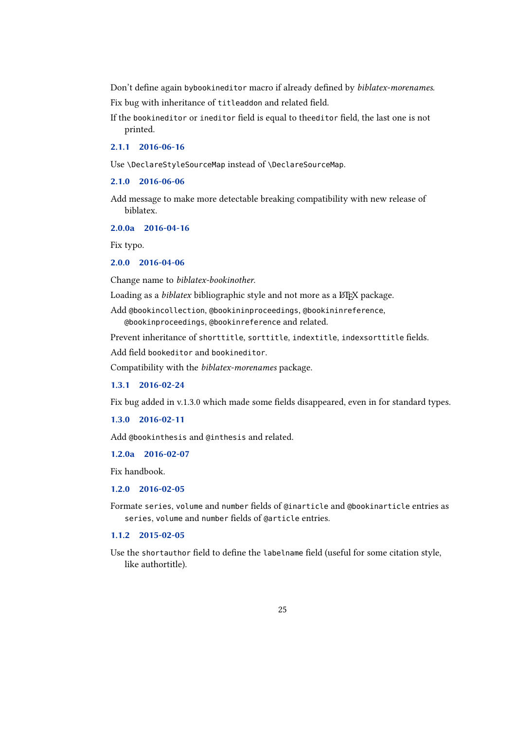Don't define again `bybookineditor` macro if already defined by *biblatex-morenames*.

Fix bug with inheritance of `titleaddon` and related field.

If the `bookineditor` or `ineditor` field is equal to the`editor` field, the last one is not printed.

### 2.1.1 2016-06-16

Use `\DeclareStyleSourceMap` instead of `\DeclareSourceMap`.

### 2.1.0 2016-06-06

Add message to make more detectable breaking compatibility with new release of biblatex.

### 2.0.0a 2016-04-16

Fix typo.

### 2.0.0 2016-04-06

Change name to *biblatex-bookinother*.

Loading as a *biblatex* bibliographic style and not more as a LaTeX package.

Add `@bookincollection`, `@bookininproceedings`, `@bookininreference`, `@bookinproceedings`, `@bookinreference` and related.

Prevent inheritance of `shorttitle`, `sorttitle`, `indextitle`, `indexsorttitle` fields.

Add field `bookeditor` and `bookineditor`.

Compatibility with the *biblatex-morenames* package.

### 1.3.1 2016-02-24

Fix bug added in v.1.3.0 which made some fields disappeared, even in for standard types.

### 1.3.0 2016-02-11

Add `@bookinthesis` and `@inthesis` and related.

### 1.2.0a 2016-02-07

Fix handbook.

### 1.2.0 2016-02-05

Formate `series`, `volume` and `number` fields of `@inarticle` and `@bookinarticle` entries as `series`, `volume` and `number` fields of `@article` entries.

### 1.1.2 2015-02-05

Use the `shortauthor` field to define the `labelname` field (useful for some citation style, like authortitle).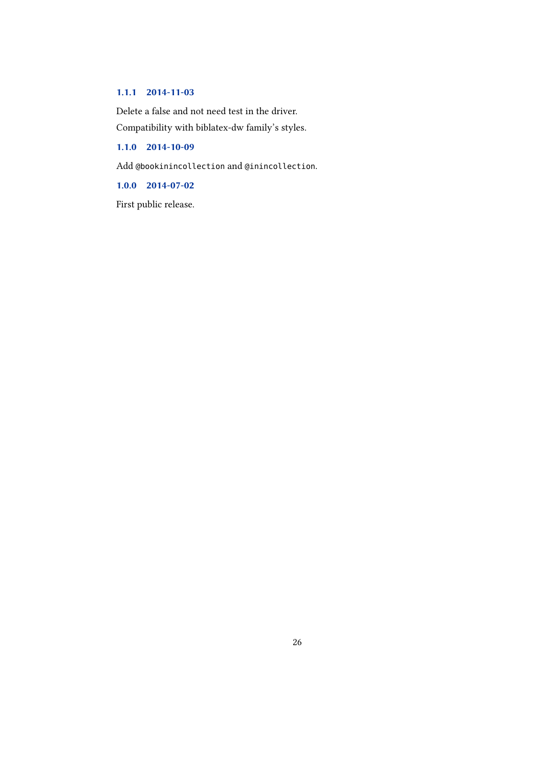### 1.1.1 2014-11-03

Delete a false and not need test in the driver.

Compatibility with biblatex-dw family's styles.

### 1.1.0 2014-10-09

Add `@bookinincollection` and `@inincollection`.

### 1.0.0 2014-07-02

First public release.